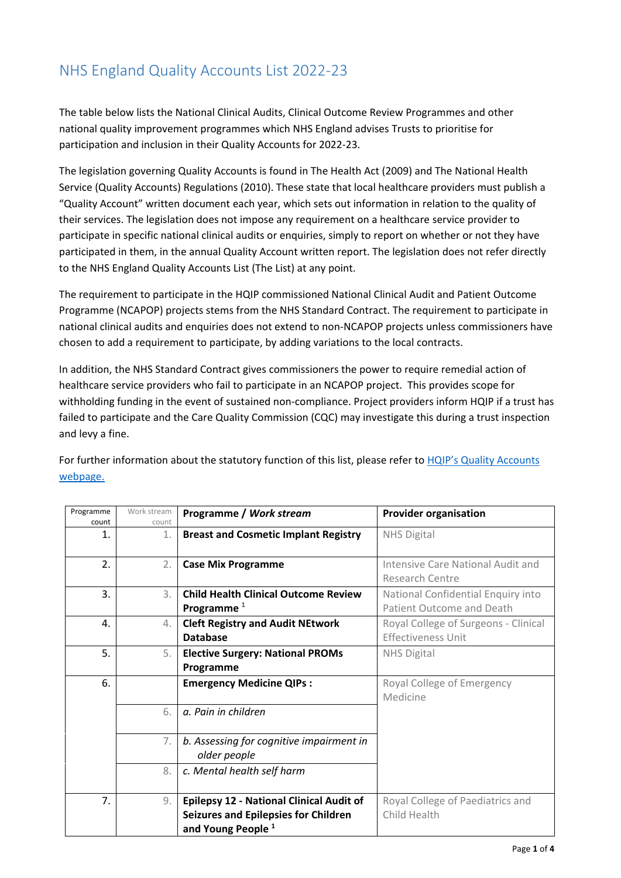# NHS England Quality Accounts List 2022-23

The table below lists the National Clinical Audits, Clinical Outcome Review Programmes and other national quality improvement programmes which NHS England advises Trusts to prioritise for participation and inclusion in their Quality Accounts for 2022-23.

The legislation governing Quality Accounts is found in The Health Act (2009) and The National Health Service (Quality Accounts) Regulations (2010). These state that local healthcare providers must publish a "Quality Account" written document each year, which sets out information in relation to the quality of their services. The legislation does not impose any requirement on a healthcare service provider to participate in specific national clinical audits or enquiries, simply to report on whether or not they have participated in them, in the annual Quality Account written report. The legislation does not refer directly to the NHS England Quality Accounts List (The List) at any point.

The requirement to participate in the HQIP commissioned National Clinical Audit and Patient Outcome Programme (NCAPOP) projects stems from the NHS Standard Contract. The requirement to participate in national clinical audits and enquiries does not extend to non-NCAPOP projects unless commissioners have chosen to add a requirement to participate, by adding variations to the local contracts.

In addition, the NHS Standard Contract gives commissioners the power to require remedial action of healthcare service providers who fail to participate in an NCAPOP project. This provides scope for withholding funding in the event of sustained non-compliance. Project providers inform HQIP if a trust has failed to participate and the Care Quality Commission (CQC) may investigate this during a trust inspection and levy a fine.

For further information about the statutory function of this list, please refer to [HQIP's Quality Accounts webpage.](HQIP's Quality Accounts webpage.)

| Programme count | Work stream count | Programme / *Work stream* | Provider organisation |
|---|---|---|---|
| 1. | 1. | **Breast and Cosmetic Implant Registry** | NHS Digital |
| 2. | 2. | **Case Mix Programme** | Intensive Care National Audit and Research Centre |
| 3. | 3. | **Child Health Clinical Outcome Review Programme** [1] | National Confidential Enquiry into Patient Outcome and Death |
| 4. | 4. | **Cleft Registry and Audit NEtwork Database** | Royal College of Surgeons - Clinical Effectiveness Unit |
| 5. | 5. | **Elective Surgery: National PROMs Programme** | NHS Digital |
| 6. | | **Emergency Medicine QIPs :** | Royal College of Emergency Medicine |
| | 6. | *a. Pain in children* | |
| | 7. | *b. Assessing for cognitive impairment in older people* | |
| | 8. | *c. Mental health self harm* | |
| 7. | 9. | **Epilepsy 12 - National Clinical Audit of Seizures and Epilepsies for Children and Young People** [1] | Royal College of Paediatrics and Child Health |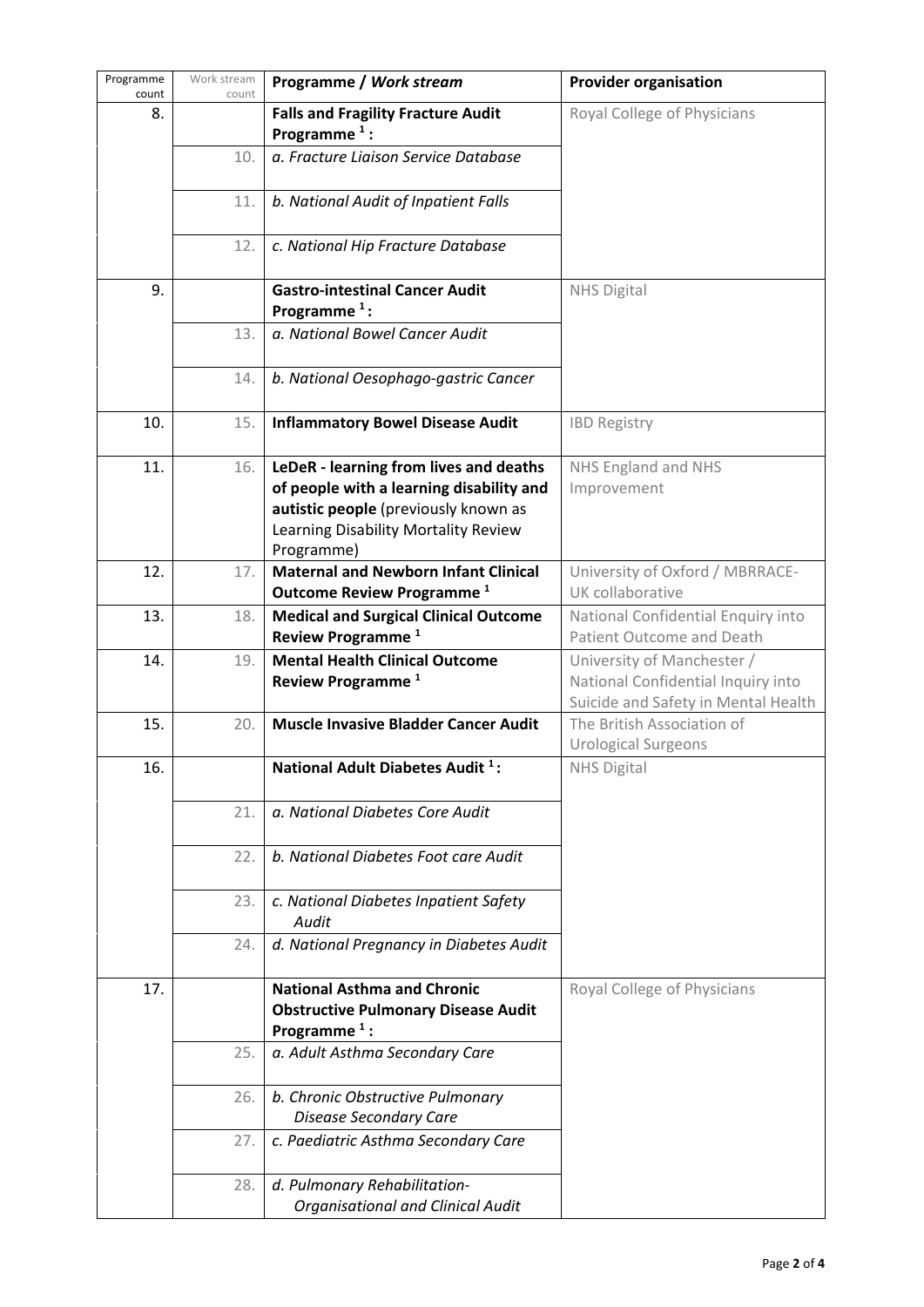| Programme count | Work stream count | Programme / *Work stream* | Provider organisation |
|---|---|---|---|
| 8. | | **Falls and Fragility Fracture Audit Programme [1] :** | Royal College of Physicians |
| | 10. | *a. Fracture Liaison Service Database* | |
| | 11. | *b. National Audit of Inpatient Falls* | |
| | 12. | *c. National Hip Fracture Database* | |
| 9. | | **Gastro-intestinal Cancer Audit Programme [1] :** | NHS Digital |
| | 13. | *a. National Bowel Cancer Audit* | |
| | 14. | *b. National Oesophago-gastric Cancer* | |
| 10. | 15. | **Inflammatory Bowel Disease Audit** | IBD Registry |
| 11. | 16. | **LeDeR - learning from lives and deaths of people with a learning disability and autistic people** (previously known as Learning Disability Mortality Review Programme) | NHS England and NHS Improvement |
| 12. | 17. | **Maternal and Newborn Infant Clinical Outcome Review Programme [1]** | University of Oxford / MBRRACE-UK collaborative |
| 13. | 18. | **Medical and Surgical Clinical Outcome Review Programme [1]** | National Confidential Enquiry into Patient Outcome and Death |
| 14. | 19. | **Mental Health Clinical Outcome Review Programme [1]** | University of Manchester / National Confidential Inquiry into Suicide and Safety in Mental Health |
| 15. | 20. | **Muscle Invasive Bladder Cancer Audit** | The British Association of Urological Surgeons |
| 16. | | **National Adult Diabetes Audit [1] :** | NHS Digital |
| | 21. | *a. National Diabetes Core Audit* | |
| | 22. | *b. National Diabetes Foot care Audit* | |
| | 23. | *c. National Diabetes Inpatient Safety Audit* | |
| | 24. | *d. National Pregnancy in Diabetes Audit* | |
| 17. | | **National Asthma and Chronic Obstructive Pulmonary Disease Audit Programme [1] :** | Royal College of Physicians |
| | 25. | *a. Adult Asthma Secondary Care* | |
| | 26. | *b. Chronic Obstructive Pulmonary Disease Secondary Care* | |
| | 27. | *c. Paediatric Asthma Secondary Care* | |
| | 28. | *d. Pulmonary Rehabilitation-Organisational and Clinical Audit* | |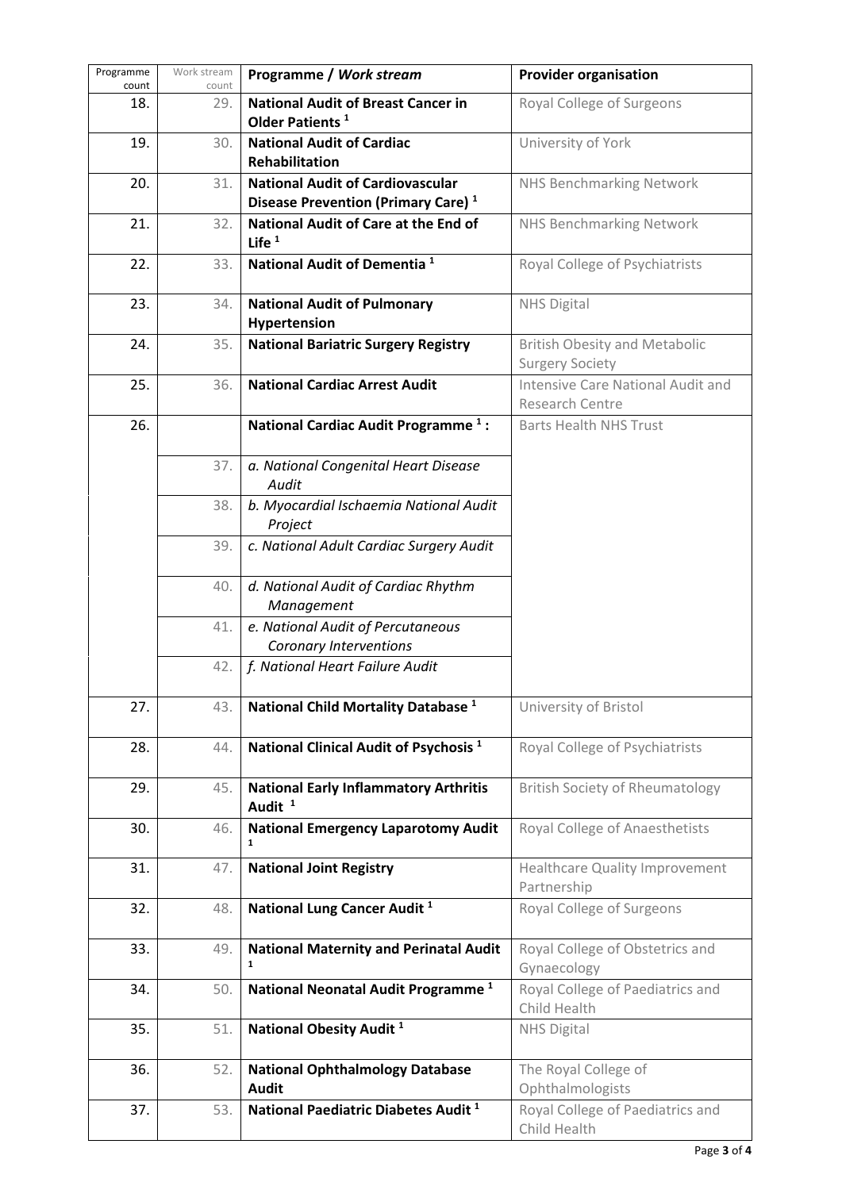| Programme count | Work stream count | Programme / *Work stream* | Provider organisation |
|---|---|---|---|
| 18. | 29. | **National Audit of Breast Cancer in Older Patients** [1] | Royal College of Surgeons |
| 19. | 30. | **National Audit of Cardiac Rehabilitation** | University of York |
| 20. | 31. | **National Audit of Cardiovascular Disease Prevention (Primary Care)** [1] | NHS Benchmarking Network |
| 21. | 32. | **National Audit of Care at the End of Life** [1] | NHS Benchmarking Network |
| 22. | 33. | **National Audit of Dementia** [1] | Royal College of Psychiatrists |
| 23. | 34. | **National Audit of Pulmonary Hypertension** | NHS Digital |
| 24. | 35. | **National Bariatric Surgery Registry** | British Obesity and Metabolic Surgery Society |
| 25. | 36. | **National Cardiac Arrest Audit** | Intensive Care National Audit and Research Centre |
| 26. | | **National Cardiac Audit Programme** [1] **:** | Barts Health NHS Trust |
| | 37. | *a. National Congenital Heart Disease Audit* | |
| | 38. | *b. Myocardial Ischaemia National Audit Project* | |
| | 39. | *c. National Adult Cardiac Surgery Audit* | |
| | 40. | *d. National Audit of Cardiac Rhythm Management* | |
| | 41. | *e. National Audit of Percutaneous Coronary Interventions* | |
| | 42. | *f. National Heart Failure Audit* | |
| 27. | 43. | **National Child Mortality Database** [1] | University of Bristol |
| 28. | 44. | **National Clinical Audit of Psychosis** [1] | Royal College of Psychiatrists |
| 29. | 45. | **National Early Inflammatory Arthritis Audit** [1] | British Society of Rheumatology |
| 30. | 46. | **National Emergency Laparotomy Audit** [1] | Royal College of Anaesthetists |
| 31. | 47. | **National Joint Registry** | Healthcare Quality Improvement Partnership |
| 32. | 48. | **National Lung Cancer Audit** [1] | Royal College of Surgeons |
| 33. | 49. | **National Maternity and Perinatal Audit** [1] | Royal College of Obstetrics and Gynaecology |
| 34. | 50. | **National Neonatal Audit Programme** [1] | Royal College of Paediatrics and Child Health |
| 35. | 51. | **National Obesity Audit** [1] | NHS Digital |
| 36. | 52. | **National Ophthalmology Database Audit** | The Royal College of Ophthalmologists |
| 37. | 53. | **National Paediatric Diabetes Audit** [1] | Royal College of Paediatrics and Child Health |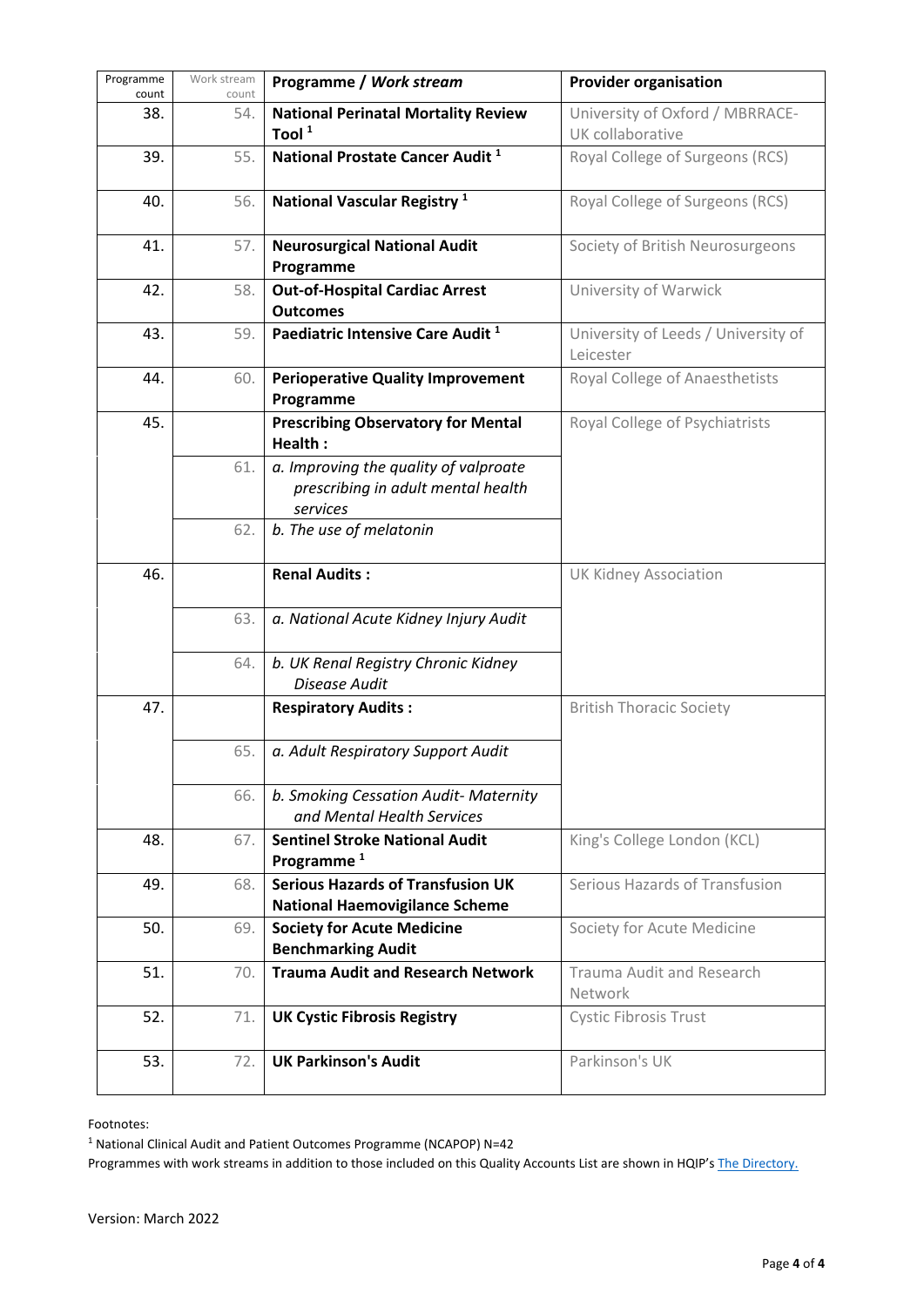| Programme count | Work stream count | **Programme** / *Work stream* | **Provider organisation** |
|---|---|---|---|
| 38. | 54. | **National Perinatal Mortality Review Tool** [1] | University of Oxford / MBRRACE-UK collaborative |
| 39. | 55. | **National Prostate Cancer Audit** [1] | Royal College of Surgeons (RCS) |
| 40. | 56. | **National Vascular Registry** [1] | Royal College of Surgeons (RCS) |
| 41. | 57. | **Neurosurgical National Audit Programme** | Society of British Neurosurgeons |
| 42. | 58. | **Out-of-Hospital Cardiac Arrest Outcomes** | University of Warwick |
| 43. | 59. | **Paediatric Intensive Care Audit** [1] | University of Leeds / University of Leicester |
| 44. | 60. | **Perioperative Quality Improvement Programme** | Royal College of Anaesthetists |
| 45. | | **Prescribing Observatory for Mental Health :** | Royal College of Psychiatrists |
| | 61. | *a. Improving the quality of valproate prescribing in adult mental health services* | |
| | 62. | *b. The use of melatonin* | |
| 46. | | **Renal Audits :** | UK Kidney Association |
| | 63. | *a. National Acute Kidney Injury Audit* | |
| | 64. | *b. UK Renal Registry Chronic Kidney Disease Audit* | |
| 47. | | **Respiratory Audits :** | British Thoracic Society |
| | 65. | *a. Adult Respiratory Support Audit* | |
| | 66. | *b. Smoking Cessation Audit- Maternity and Mental Health Services* | |
| 48. | 67. | **Sentinel Stroke National Audit Programme** [1] | King's College London (KCL) |
| 49. | 68. | **Serious Hazards of Transfusion UK National Haemovigilance Scheme** | Serious Hazards of Transfusion |
| 50. | 69. | **Society for Acute Medicine Benchmarking Audit** | Society for Acute Medicine |
| 51. | 70. | **Trauma Audit and Research Network** | Trauma Audit and Research Network |
| 52. | 71. | **UK Cystic Fibrosis Registry** | Cystic Fibrosis Trust |
| 53. | 72. | **UK Parkinson's Audit** | Parkinson's UK |

Footnotes:

[1] National Clinical Audit and Patient Outcomes Programme (NCAPOP) N=42

Programmes with work streams in addition to those included on this Quality Accounts List are shown in HQIP's The Directory.

Version: March 2022